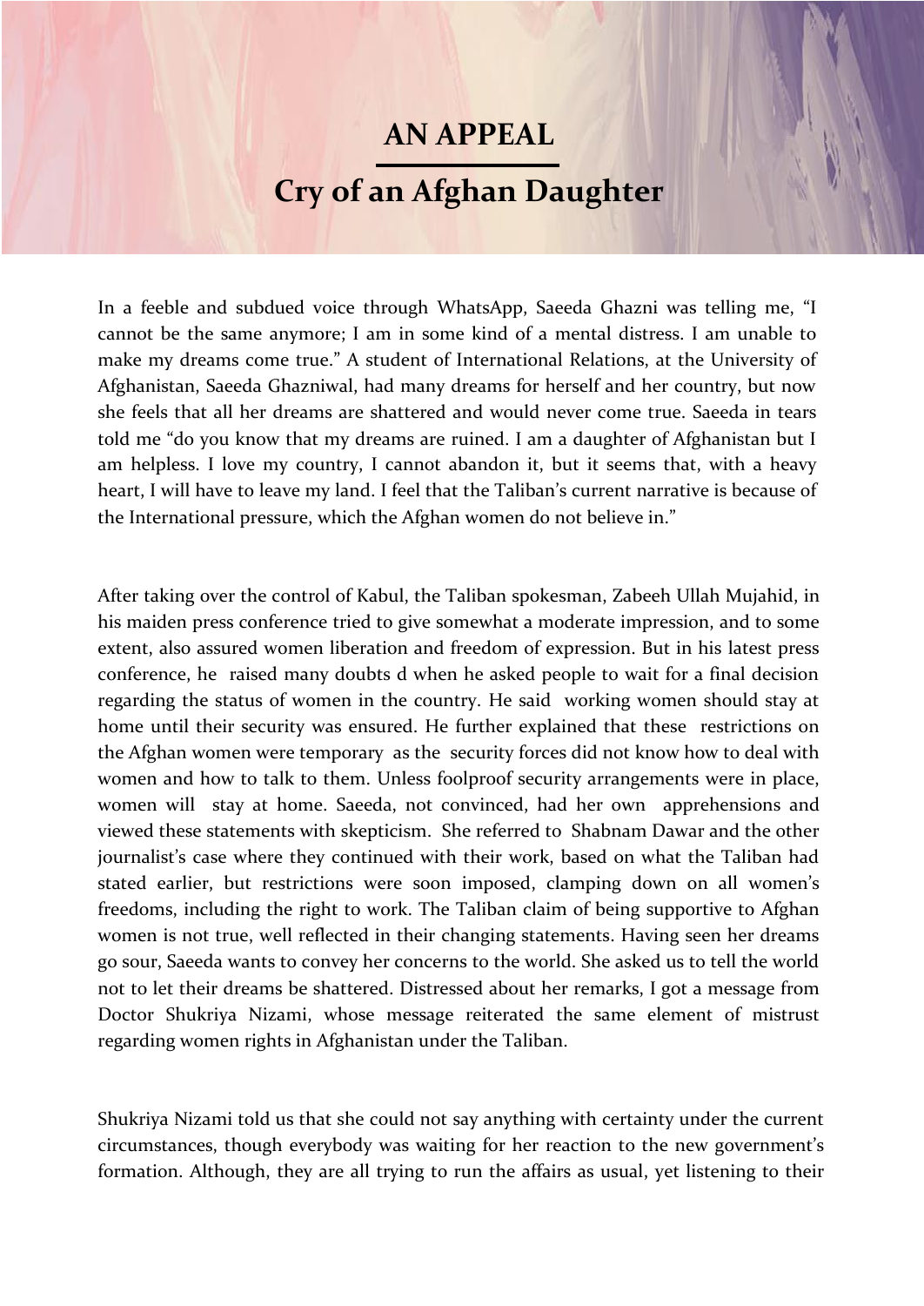# AN APPEAL

## Cry of an Afghan Daughter

In a feeble and subdued voice through WhatsApp, Saeeda Ghazni was telling me, "I cannot be the same anymore; I am in some kind of a mental distress. I am unable to make my dreams come true." A student of International Relations, at the University of Afghanistan, Saeeda Ghazniwal, had many dreams for herself and her country, but now she feels that all her dreams are shattered and would never come true. Saeeda in tears told me "do you know that my dreams are ruined. I am a daughter of Afghanistan but I am helpless. I love my country, I cannot abandon it, but it seems that, with a heavy heart, I will have to leave my land. I feel that the Taliban's current narrative is because of the International pressure, which the Afghan women do not believe in."

After taking over the control of Kabul, the Taliban spokesman, Zabeeh Ullah Mujahid, in his maiden press conference tried to give somewhat a moderate impression, and to some extent, also assured women liberation and freedom of expression. But in his latest press conference, he raised many doubts d when he asked people to wait for a final decision regarding the status of women in the country. He said working women should stay at home until their security was ensured. He further explained that these restrictions on the Afghan women were temporary as the security forces did not know how to deal with women and how to talk to them. Unless foolproof security arrangements were in place, women will stay at home. Saeeda, not convinced, had her own apprehensions and viewed these statements with skepticism. She referred to Shabnam Dawar and the other journalist's case where they continued with their work, based on what the Taliban had stated earlier, but restrictions were soon imposed, clamping down on all women's freedoms, including the right to work. The Taliban claim of being supportive to Afghan women is not true, well reflected in their changing statements. Having seen her dreams go sour, Saeeda wants to convey her concerns to the world. She asked us to tell the world not to let their dreams be shattered. Distressed about her remarks, I got a message from Doctor Shukriya Nizami, whose message reiterated the same element of mistrust regarding women rights in Afghanistan under the Taliban.

Shukriya Nizami told us that she could not say anything with certainty under the current circumstances, though everybody was waiting for her reaction to the new government's formation. Although, they are all trying to run the affairs as usual, yet listening to their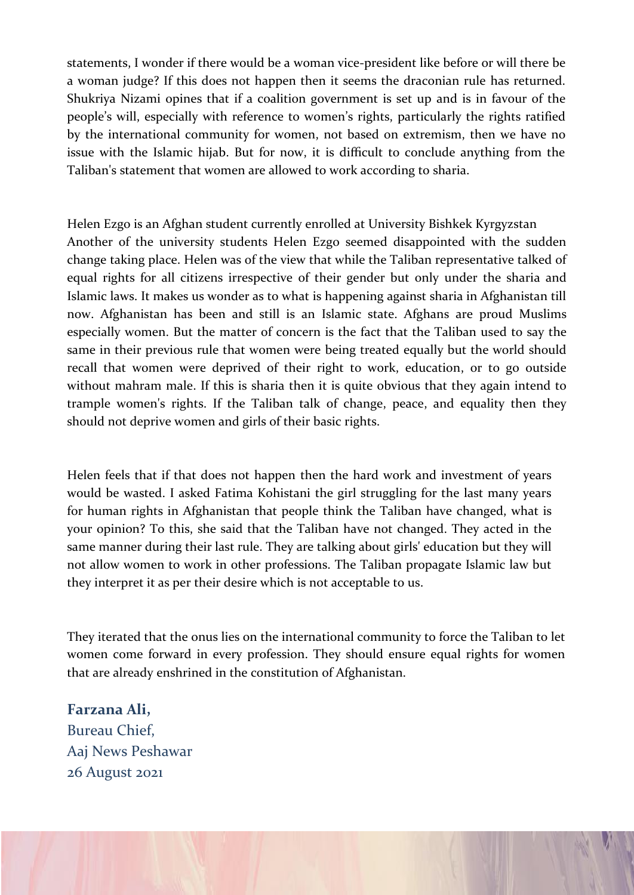statements, I wonder if there would be a woman vice-president like before or will there be a woman judge? If this does not happen then it seems the draconian rule has returned. Shukriya Nizami opines that if a coalition government is set up and is in favour of the people's will, especially with reference to women's rights, particularly the rights ratified by the international community for women, not based on extremism, then we have no issue with the Islamic hijab. But for now, it is difficult to conclude anything from the Taliban's statement that women are allowed to work according to sharia.

Helen Ezgo is an Afghan student currently enrolled at University Bishkek Kyrgyzstan
Another of the university students Helen Ezgo seemed disappointed with the sudden change taking place. Helen was of the view that while the Taliban representative talked of equal rights for all citizens irrespective of their gender but only under the sharia and Islamic laws. It makes us wonder as to what is happening against sharia in Afghanistan till now. Afghanistan has been and still is an Islamic state. Afghans are proud Muslims especially women. But the matter of concern is the fact that the Taliban used to say the same in their previous rule that women were being treated equally but the world should recall that women were deprived of their right to work, education, or to go outside without mahram male. If this is sharia then it is quite obvious that they again intend to trample women's rights. If the Taliban talk of change, peace, and equality then they should not deprive women and girls of their basic rights.

Helen feels that if that does not happen then the hard work and investment of years would be wasted. I asked Fatima Kohistani the girl struggling for the last many years for human rights in Afghanistan that people think the Taliban have changed, what is your opinion? To this, she said that the Taliban have not changed. They acted in the same manner during their last rule. They are talking about girls' education but they will not allow women to work in other professions. The Taliban propagate Islamic law but they interpret it as per their desire which is not acceptable to us.

They iterated that the onus lies on the international community to force the Taliban to let women come forward in every profession. They should ensure equal rights for women that are already enshrined in the constitution of Afghanistan.

**Farzana Ali,**
Bureau Chief,
Aaj News Peshawar
26 August 2021